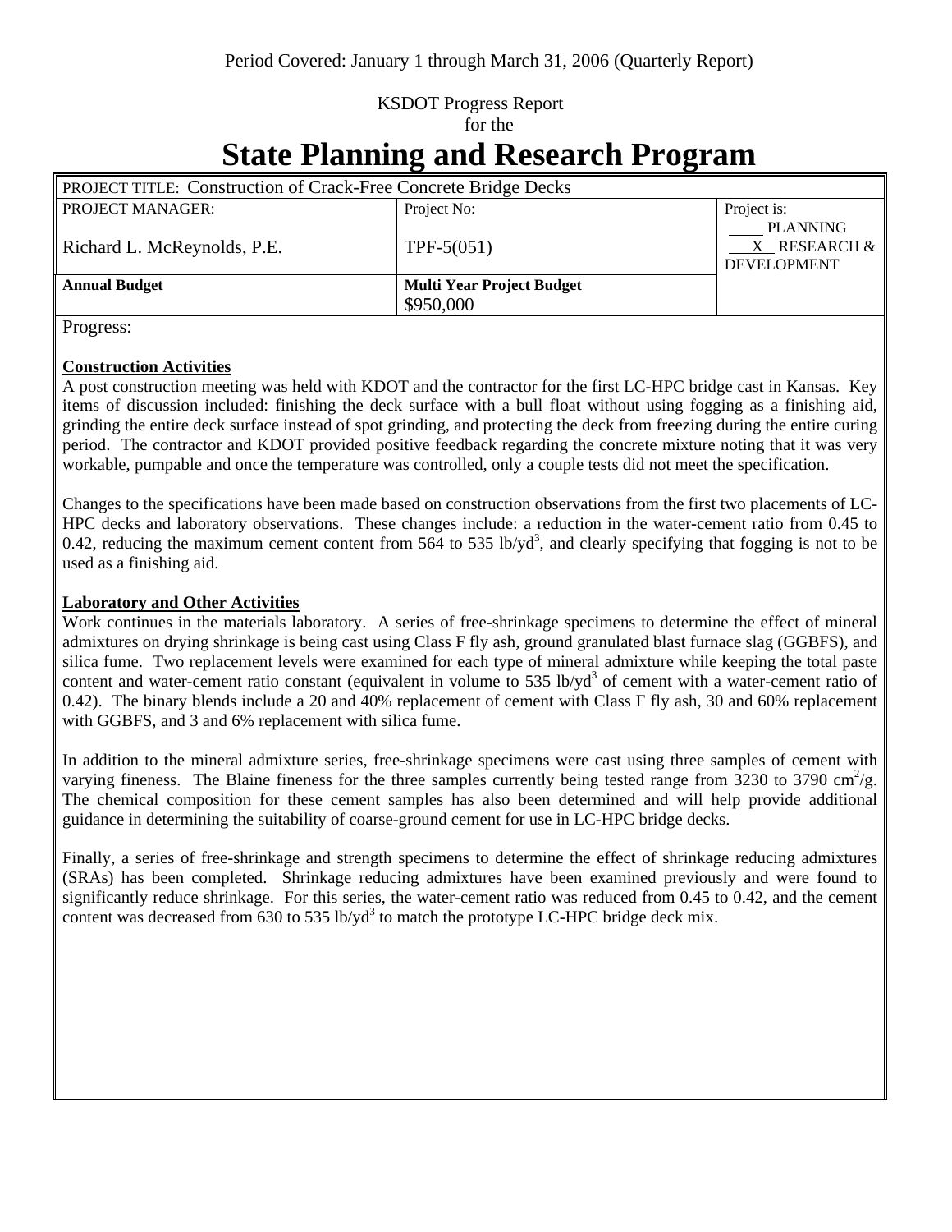Period Covered: January 1 through March 31, 2006 (Quarterly Report)

KSDOT Progress Report
for the

# State Planning and Research Program

| PROJECT TITLE: Construction of Crack-Free Concrete Bridge Decks | | |
|---|---|---|
| PROJECT MANAGER: Richard L. McReynolds, P.E. | Project No: TPF-5(051) | Project is: ____ PLANNING __X__ RESEARCH & DEVELOPMENT |
| **Annual Budget** | **Multi Year Project Budget** $950,000 | |

Progress:

**Construction Activities**

A post construction meeting was held with KDOT and the contractor for the first LC-HPC bridge cast in Kansas. Key items of discussion included: finishing the deck surface with a bull float without using fogging as a finishing aid, grinding the entire deck surface instead of spot grinding, and protecting the deck from freezing during the entire curing period. The contractor and KDOT provided positive feedback regarding the concrete mixture noting that it was very workable, pumpable and once the temperature was controlled, only a couple tests did not meet the specification.

Changes to the specifications have been made based on construction observations from the first two placements of LC-HPC decks and laboratory observations. These changes include: a reduction in the water-cement ratio from 0.45 to 0.42, reducing the maximum cement content from 564 to 535 lb/yd$^3$, and clearly specifying that fogging is not to be used as a finishing aid.

**Laboratory and Other Activities**

Work continues in the materials laboratory. A series of free-shrinkage specimens to determine the effect of mineral admixtures on drying shrinkage is being cast using Class F fly ash, ground granulated blast furnace slag (GGBFS), and silica fume. Two replacement levels were examined for each type of mineral admixture while keeping the total paste content and water-cement ratio constant (equivalent in volume to 535 lb/yd$^3$ of cement with a water-cement ratio of 0.42). The binary blends include a 20 and 40% replacement of cement with Class F fly ash, 30 and 60% replacement with GGBFS, and 3 and 6% replacement with silica fume.

In addition to the mineral admixture series, free-shrinkage specimens were cast using three samples of cement with varying fineness. The Blaine fineness for the three samples currently being tested range from 3230 to 3790 cm$^2$/g. The chemical composition for these cement samples has also been determined and will help provide additional guidance in determining the suitability of coarse-ground cement for use in LC-HPC bridge decks.

Finally, a series of free-shrinkage and strength specimens to determine the effect of shrinkage reducing admixtures (SRAs) has been completed. Shrinkage reducing admixtures have been examined previously and were found to significantly reduce shrinkage. For this series, the water-cement ratio was reduced from 0.45 to 0.42, and the cement content was decreased from 630 to 535 lb/yd$^3$ to match the prototype LC-HPC bridge deck mix.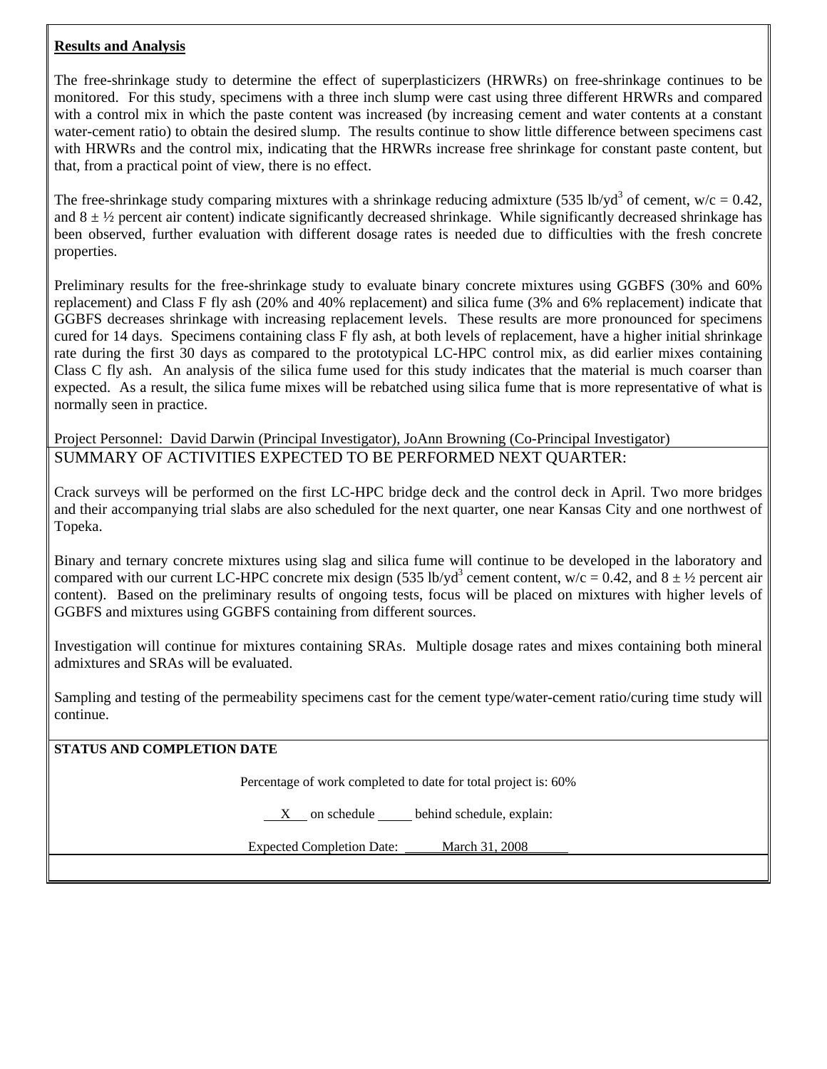**Results and Analysis**

The free-shrinkage study to determine the effect of superplasticizers (HRWRs) on free-shrinkage continues to be monitored. For this study, specimens with a three inch slump were cast using three different HRWRs and compared with a control mix in which the paste content was increased (by increasing cement and water contents at a constant water-cement ratio) to obtain the desired slump. The results continue to show little difference between specimens cast with HRWRs and the control mix, indicating that the HRWRs increase free shrinkage for constant paste content, but that, from a practical point of view, there is no effect.

The free-shrinkage study comparing mixtures with a shrinkage reducing admixture (535 $lb/yd^3$ of cement, w/c = 0.42, and 8 ± ½ percent air content) indicate significantly decreased shrinkage. While significantly decreased shrinkage has been observed, further evaluation with different dosage rates is needed due to difficulties with the fresh concrete properties.

Preliminary results for the free-shrinkage study to evaluate binary concrete mixtures using GGBFS (30% and 60% replacement) and Class F fly ash (20% and 40% replacement) and silica fume (3% and 6% replacement) indicate that GGBFS decreases shrinkage with increasing replacement levels. These results are more pronounced for specimens cured for 14 days. Specimens containing class F fly ash, at both levels of replacement, have a higher initial shrinkage rate during the first 30 days as compared to the prototypical LC-HPC control mix, as did earlier mixes containing Class C fly ash. An analysis of the silica fume used for this study indicates that the material is much coarser than expected. As a result, the silica fume mixes will be rebatched using silica fume that is more representative of what is normally seen in practice.

Project Personnel: David Darwin (Principal Investigator), JoAnn Browning (Co-Principal Investigator)

SUMMARY OF ACTIVITIES EXPECTED TO BE PERFORMED NEXT QUARTER:

Crack surveys will be performed on the first LC-HPC bridge deck and the control deck in April. Two more bridges and their accompanying trial slabs are also scheduled for the next quarter, one near Kansas City and one northwest of Topeka.

Binary and ternary concrete mixtures using slag and silica fume will continue to be developed in the laboratory and compared with our current LC-HPC concrete mix design (535 $lb/yd^3$ cement content, w/c = 0.42, and 8 ± ½ percent air content). Based on the preliminary results of ongoing tests, focus will be placed on mixtures with higher levels of GGBFS and mixtures using GGBFS containing from different sources.

Investigation will continue for mixtures containing SRAs. Multiple dosage rates and mixes containing both mineral admixtures and SRAs will be evaluated.

Sampling and testing of the permeability specimens cast for the cement type/water-cement ratio/curing time study will continue.

**STATUS AND COMPLETION DATE**

Percentage of work completed to date for total project is: 60%

X on schedule ____ behind schedule, explain:

Expected Completion Date: March 31, 2008